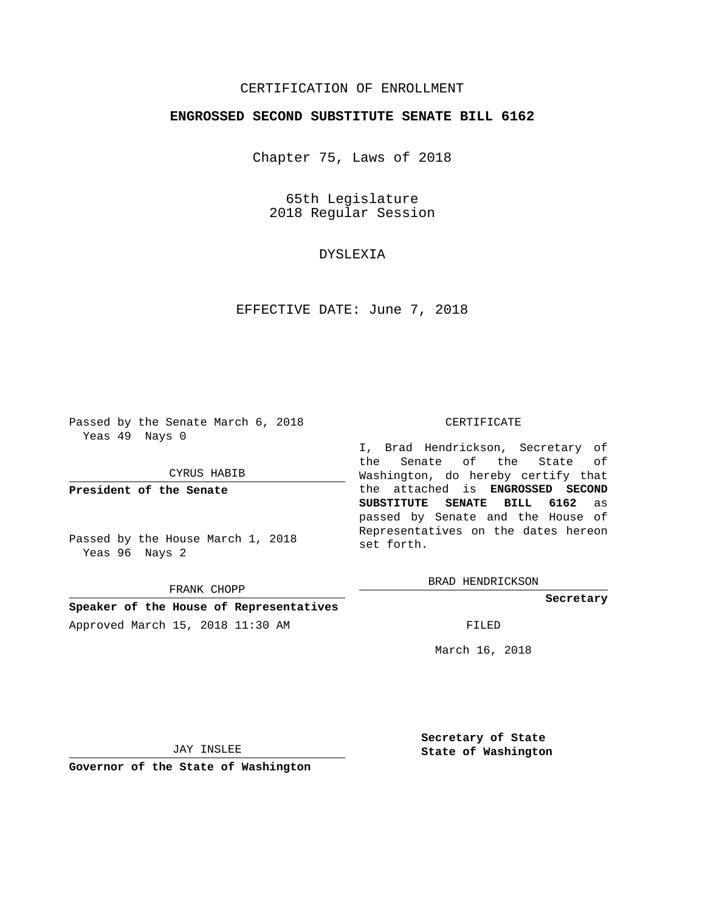CERTIFICATION OF ENROLLMENT

**ENGROSSED SECOND SUBSTITUTE SENATE BILL 6162**

Chapter 75, Laws of 2018

65th Legislature
2018 Regular Session

DYSLEXIA

EFFECTIVE DATE: June 7, 2018

Passed by the Senate March 6, 2018
Yeas 49 Nays 0

CYRUS HABIB

**President of the Senate**

Passed by the House March 1, 2018
Yeas 96 Nays 2

FRANK CHOPP

**Speaker of the House of Representatives**

Approved March 15, 2018 11:30 AM

JAY INSLEE

**Governor of the State of Washington**

CERTIFICATE

I, Brad Hendrickson, Secretary of the Senate of the State of Washington, do hereby certify that the attached is **ENGROSSED SECOND SUBSTITUTE SENATE BILL 6162** as passed by Senate and the House of Representatives on the dates hereon set forth.

BRAD HENDRICKSON

**Secretary**

FILED

March 16, 2018

**Secretary of State**
**State of Washington**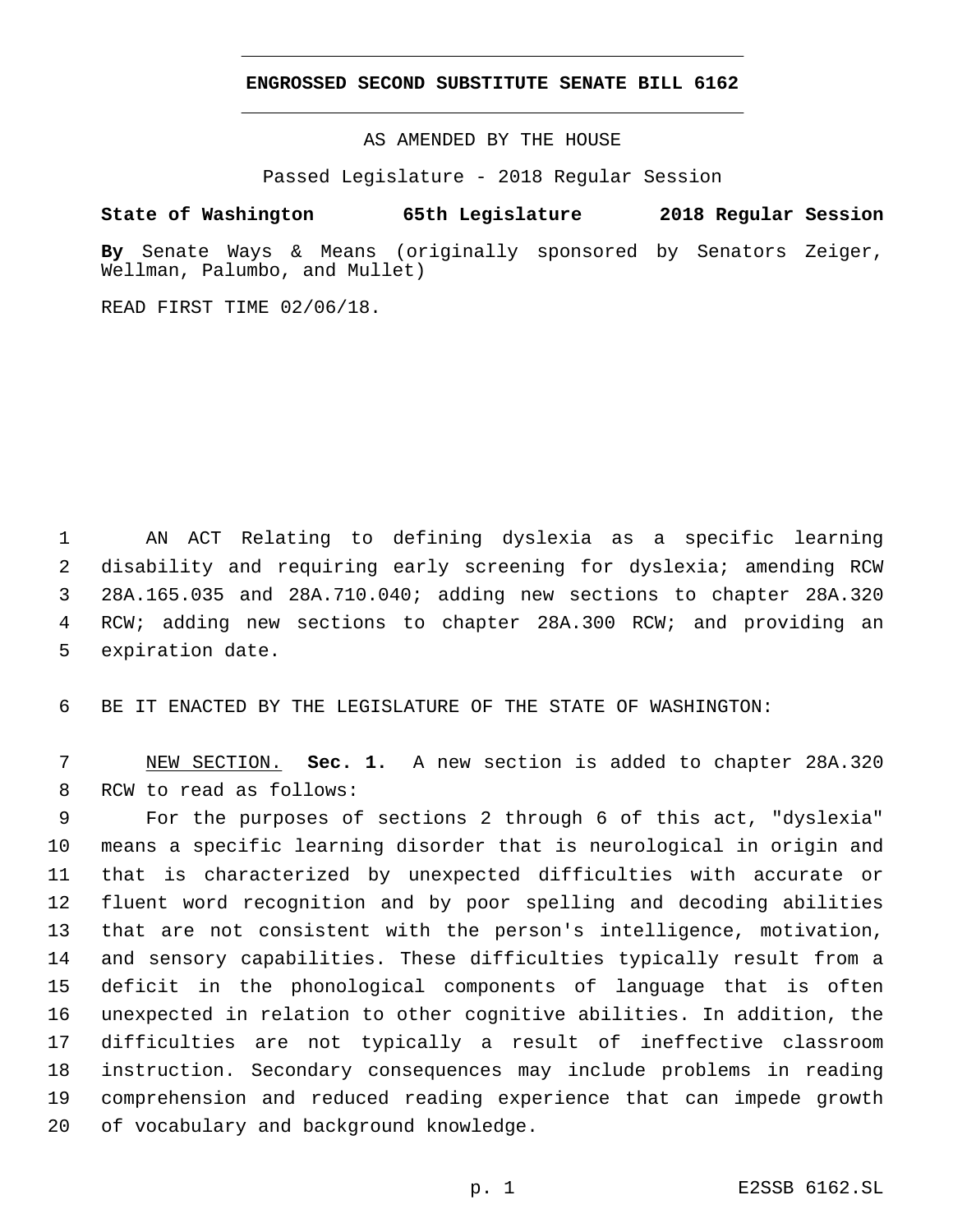# ENGROSSED SECOND SUBSTITUTE SENATE BILL 6162

AS AMENDED BY THE HOUSE

Passed Legislature - 2018 Regular Session

**State of Washington 65th Legislature 2018 Regular Session**

**By** Senate Ways & Means (originally sponsored by Senators Zeiger, Wellman, Palumbo, and Mullet)

READ FIRST TIME 02/06/18.

AN ACT Relating to defining dyslexia as a specific learning disability and requiring early screening for dyslexia; amending RCW 28A.165.035 and 28A.710.040; adding new sections to chapter 28A.320 RCW; adding new sections to chapter 28A.300 RCW; and providing an expiration date.

BE IT ENACTED BY THE LEGISLATURE OF THE STATE OF WASHINGTON:

NEW SECTION. **Sec. 1.** A new section is added to chapter 28A.320 RCW to read as follows:

For the purposes of sections 2 through 6 of this act, "dyslexia" means a specific learning disorder that is neurological in origin and that is characterized by unexpected difficulties with accurate or fluent word recognition and by poor spelling and decoding abilities that are not consistent with the person's intelligence, motivation, and sensory capabilities. These difficulties typically result from a deficit in the phonological components of language that is often unexpected in relation to other cognitive abilities. In addition, the difficulties are not typically a result of ineffective classroom instruction. Secondary consequences may include problems in reading comprehension and reduced reading experience that can impede growth of vocabulary and background knowledge.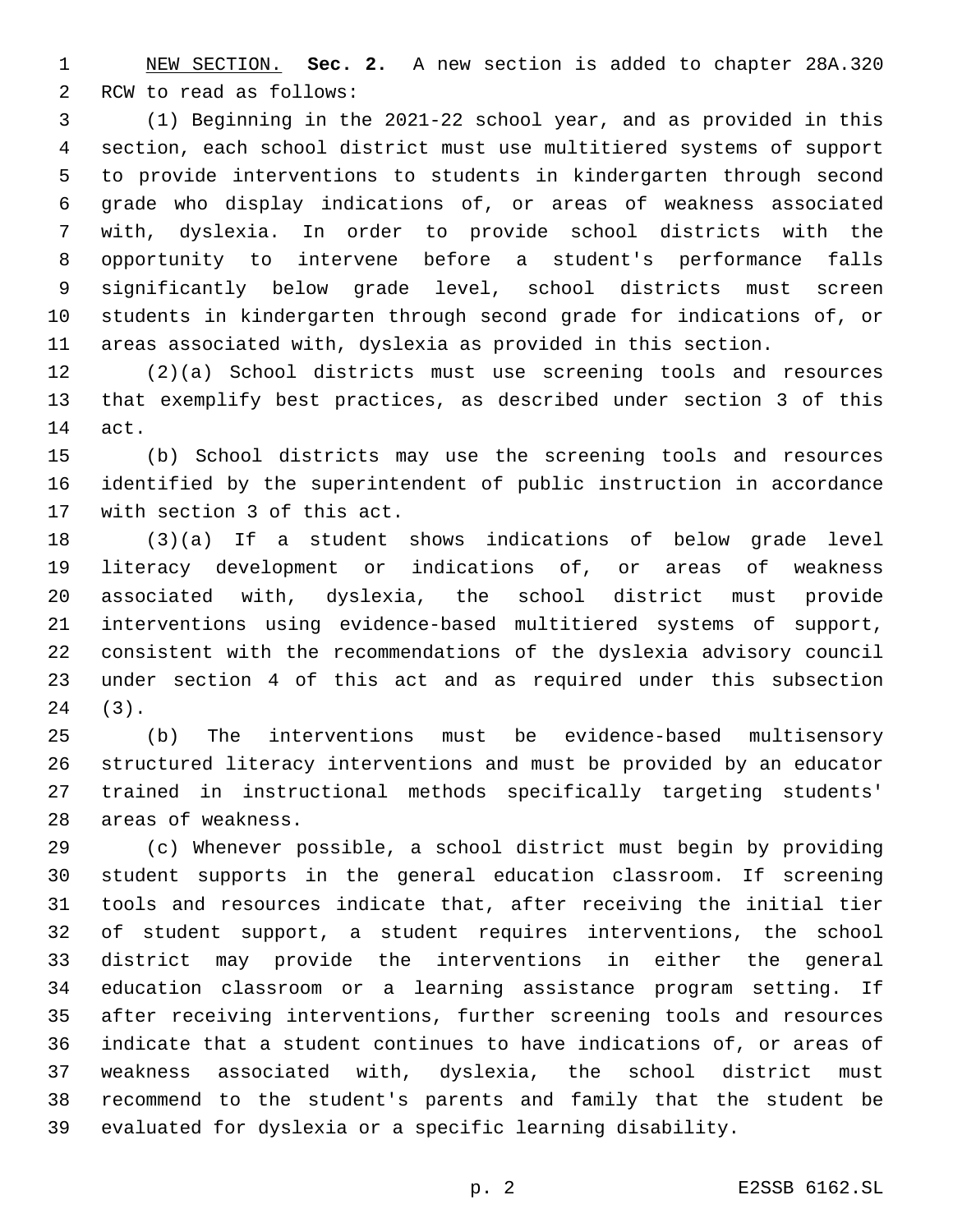NEW SECTION. **Sec. 2.** A new section is added to chapter 28A.320 RCW to read as follows:

(1) Beginning in the 2021-22 school year, and as provided in this section, each school district must use multitiered systems of support to provide interventions to students in kindergarten through second grade who display indications of, or areas of weakness associated with, dyslexia. In order to provide school districts with the opportunity to intervene before a student's performance falls significantly below grade level, school districts must screen students in kindergarten through second grade for indications of, or areas associated with, dyslexia as provided in this section.

(2)(a) School districts must use screening tools and resources that exemplify best practices, as described under section 3 of this act.

(b) School districts may use the screening tools and resources identified by the superintendent of public instruction in accordance with section 3 of this act.

(3)(a) If a student shows indications of below grade level literacy development or indications of, or areas of weakness associated with, dyslexia, the school district must provide interventions using evidence-based multitiered systems of support, consistent with the recommendations of the dyslexia advisory council under section 4 of this act and as required under this subsection (3).

(b) The interventions must be evidence-based multisensory structured literacy interventions and must be provided by an educator trained in instructional methods specifically targeting students' areas of weakness.

(c) Whenever possible, a school district must begin by providing student supports in the general education classroom. If screening tools and resources indicate that, after receiving the initial tier of student support, a student requires interventions, the school district may provide the interventions in either the general education classroom or a learning assistance program setting. If after receiving interventions, further screening tools and resources indicate that a student continues to have indications of, or areas of weakness associated with, dyslexia, the school district must recommend to the student's parents and family that the student be evaluated for dyslexia or a specific learning disability.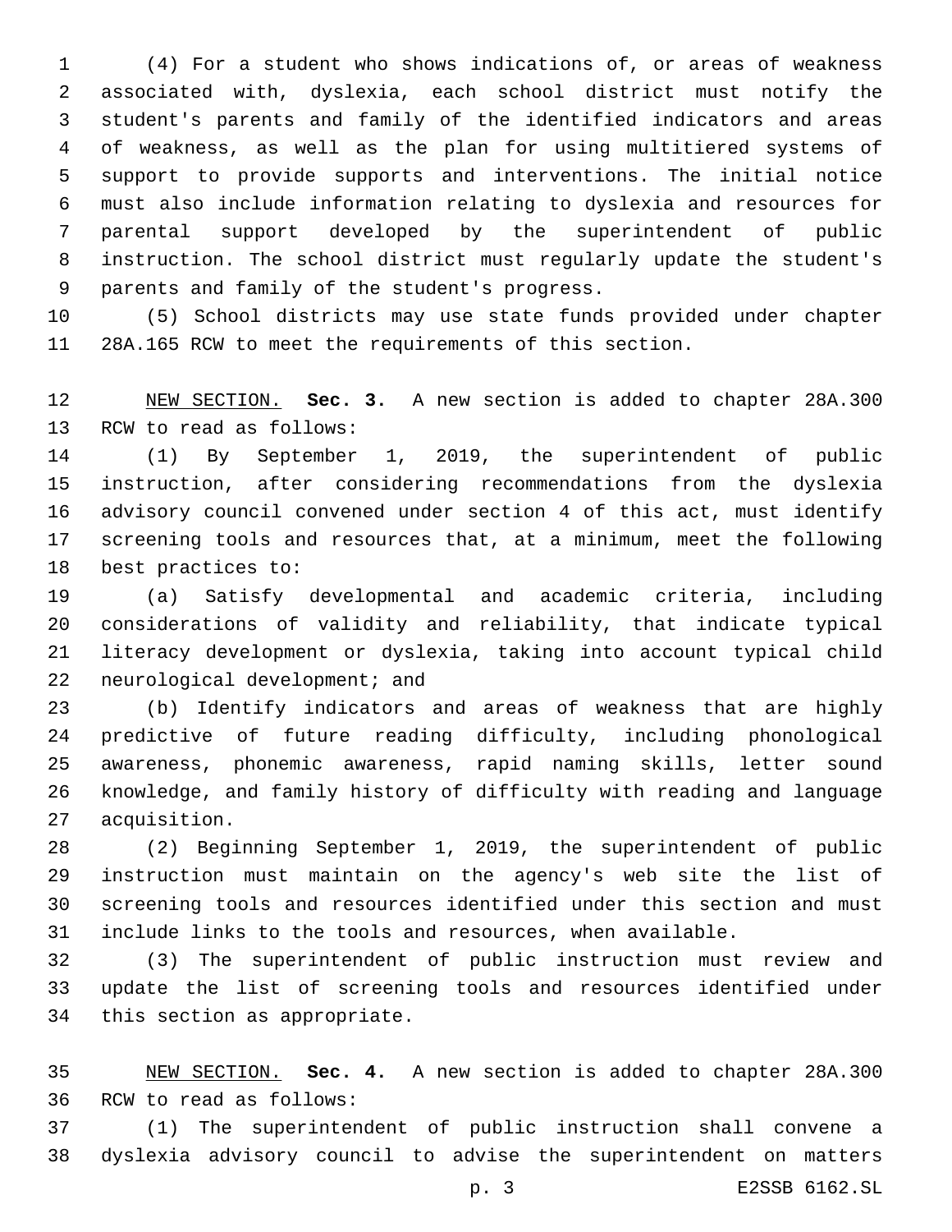(4) For a student who shows indications of, or areas of weakness associated with, dyslexia, each school district must notify the student's parents and family of the identified indicators and areas of weakness, as well as the plan for using multitiered systems of support to provide supports and interventions. The initial notice must also include information relating to dyslexia and resources for parental support developed by the superintendent of public instruction. The school district must regularly update the student's parents and family of the student's progress.

(5) School districts may use state funds provided under chapter 28A.165 RCW to meet the requirements of this section.

NEW SECTION. **Sec. 3.** A new section is added to chapter 28A.300 RCW to read as follows:

(1) By September 1, 2019, the superintendent of public instruction, after considering recommendations from the dyslexia advisory council convened under section 4 of this act, must identify screening tools and resources that, at a minimum, meet the following best practices to:

(a) Satisfy developmental and academic criteria, including considerations of validity and reliability, that indicate typical literacy development or dyslexia, taking into account typical child neurological development; and

(b) Identify indicators and areas of weakness that are highly predictive of future reading difficulty, including phonological awareness, phonemic awareness, rapid naming skills, letter sound knowledge, and family history of difficulty with reading and language acquisition.

(2) Beginning September 1, 2019, the superintendent of public instruction must maintain on the agency's web site the list of screening tools and resources identified under this section and must include links to the tools and resources, when available.

(3) The superintendent of public instruction must review and update the list of screening tools and resources identified under this section as appropriate.

NEW SECTION. **Sec. 4.** A new section is added to chapter 28A.300 RCW to read as follows:

(1) The superintendent of public instruction shall convene a dyslexia advisory council to advise the superintendent on matters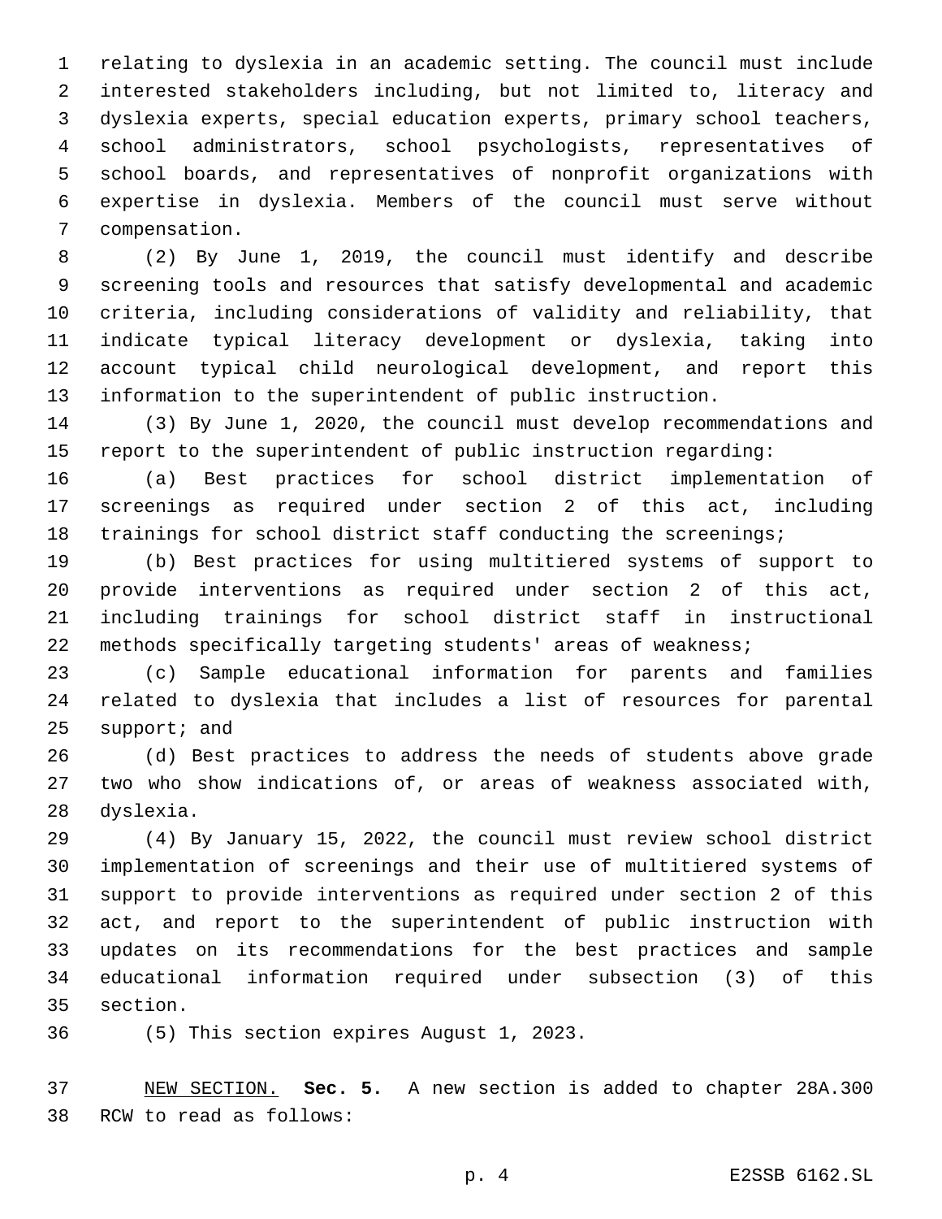relating to dyslexia in an academic setting. The council must include interested stakeholders including, but not limited to, literacy and dyslexia experts, special education experts, primary school teachers, school administrators, school psychologists, representatives of school boards, and representatives of nonprofit organizations with expertise in dyslexia. Members of the council must serve without compensation.

(2) By June 1, 2019, the council must identify and describe screening tools and resources that satisfy developmental and academic criteria, including considerations of validity and reliability, that indicate typical literacy development or dyslexia, taking into account typical child neurological development, and report this information to the superintendent of public instruction.

(3) By June 1, 2020, the council must develop recommendations and report to the superintendent of public instruction regarding:

(a) Best practices for school district implementation of screenings as required under section 2 of this act, including trainings for school district staff conducting the screenings;

(b) Best practices for using multitiered systems of support to provide interventions as required under section 2 of this act, including trainings for school district staff in instructional methods specifically targeting students' areas of weakness;

(c) Sample educational information for parents and families related to dyslexia that includes a list of resources for parental support; and

(d) Best practices to address the needs of students above grade two who show indications of, or areas of weakness associated with, dyslexia.

(4) By January 15, 2022, the council must review school district implementation of screenings and their use of multitiered systems of support to provide interventions as required under section 2 of this act, and report to the superintendent of public instruction with updates on its recommendations for the best practices and sample educational information required under subsection (3) of this section.

(5) This section expires August 1, 2023.

NEW SECTION. **Sec. 5.** A new section is added to chapter 28A.300 RCW to read as follows: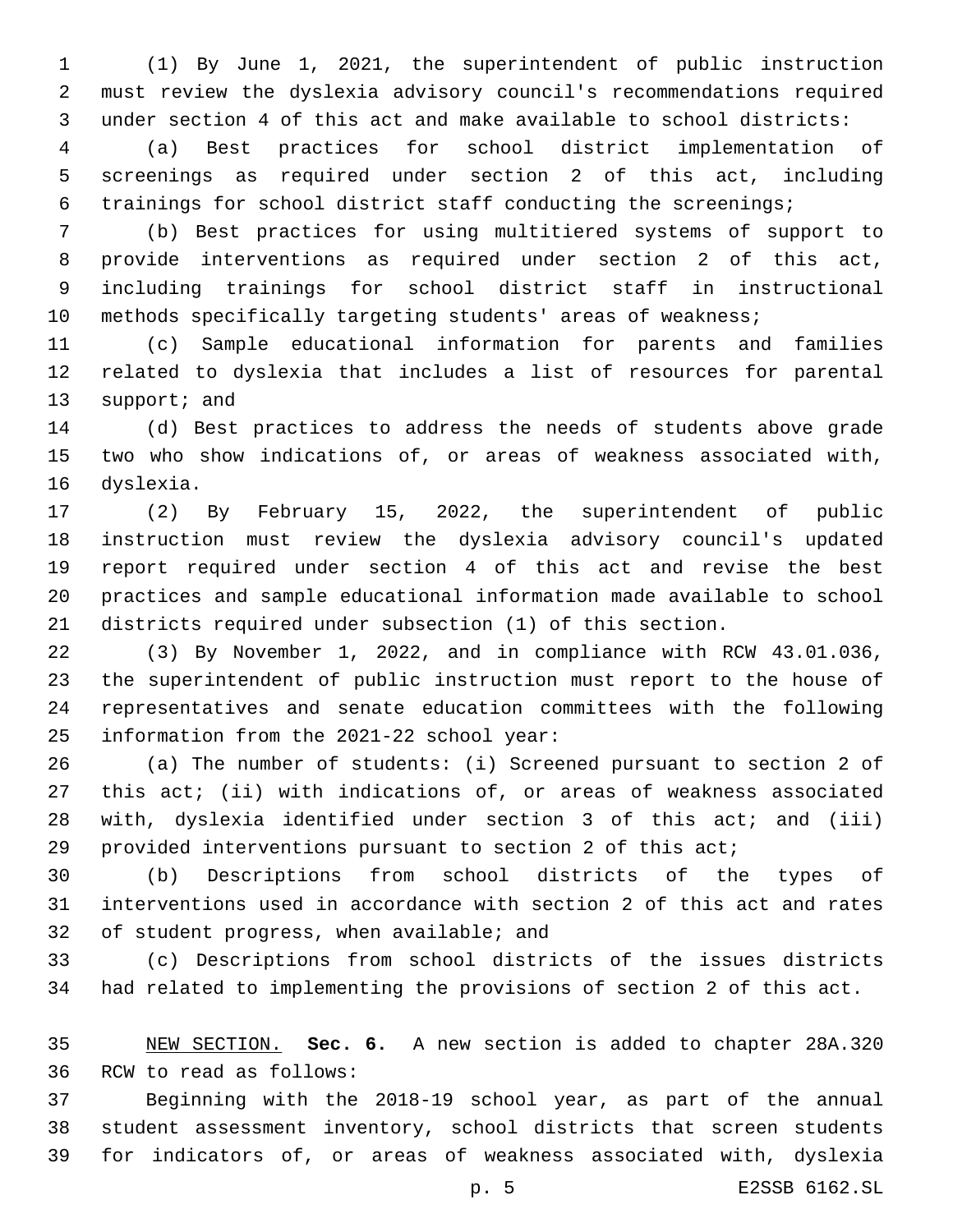(1) By June 1, 2021, the superintendent of public instruction must review the dyslexia advisory council's recommendations required under section 4 of this act and make available to school districts:

(a) Best practices for school district implementation of screenings as required under section 2 of this act, including trainings for school district staff conducting the screenings;

(b) Best practices for using multitiered systems of support to provide interventions as required under section 2 of this act, including trainings for school district staff in instructional methods specifically targeting students' areas of weakness;

(c) Sample educational information for parents and families related to dyslexia that includes a list of resources for parental support; and

(d) Best practices to address the needs of students above grade two who show indications of, or areas of weakness associated with, dyslexia.

(2) By February 15, 2022, the superintendent of public instruction must review the dyslexia advisory council's updated report required under section 4 of this act and revise the best practices and sample educational information made available to school districts required under subsection (1) of this section.

(3) By November 1, 2022, and in compliance with RCW 43.01.036, the superintendent of public instruction must report to the house of representatives and senate education committees with the following information from the 2021-22 school year:

(a) The number of students: (i) Screened pursuant to section 2 of this act; (ii) with indications of, or areas of weakness associated with, dyslexia identified under section 3 of this act; and (iii) provided interventions pursuant to section 2 of this act;

(b) Descriptions from school districts of the types of interventions used in accordance with section 2 of this act and rates of student progress, when available; and

(c) Descriptions from school districts of the issues districts had related to implementing the provisions of section 2 of this act.

NEW SECTION. **Sec. 6.** A new section is added to chapter 28A.320 RCW to read as follows:

Beginning with the 2018-19 school year, as part of the annual student assessment inventory, school districts that screen students for indicators of, or areas of weakness associated with, dyslexia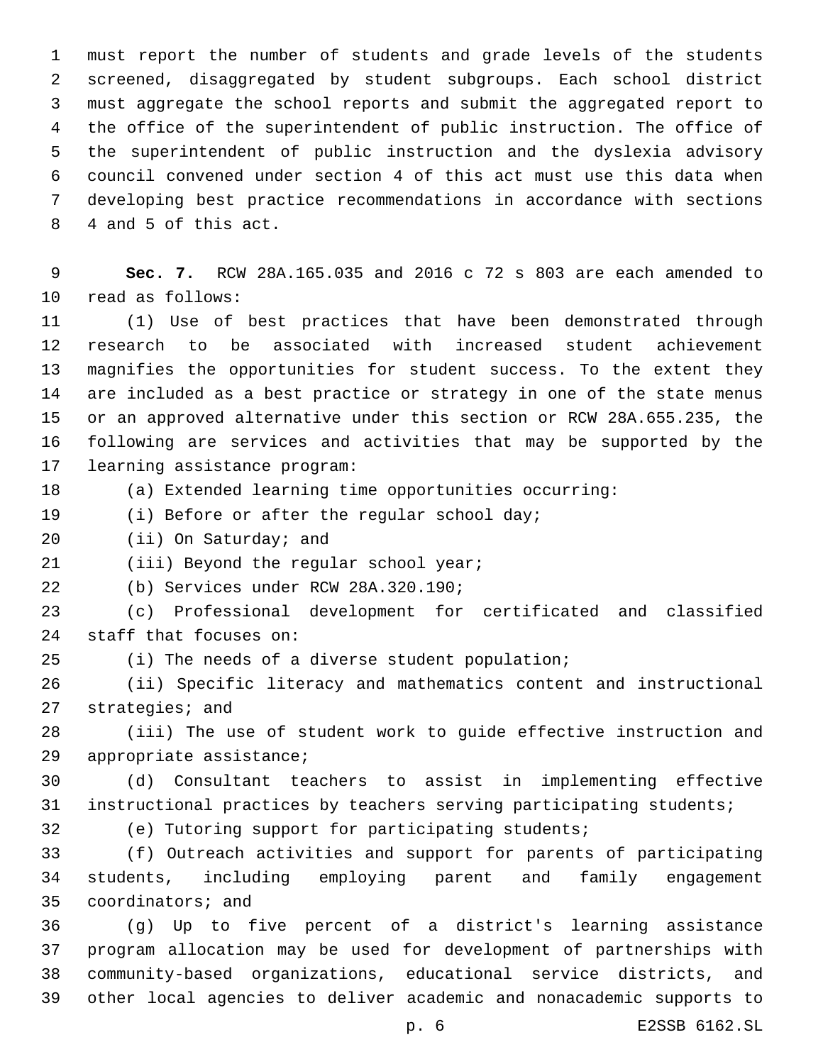must report the number of students and grade levels of the students screened, disaggregated by student subgroups. Each school district must aggregate the school reports and submit the aggregated report to the office of the superintendent of public instruction. The office of the superintendent of public instruction and the dyslexia advisory council convened under section 4 of this act must use this data when developing best practice recommendations in accordance with sections 4 and 5 of this act.

**Sec. 7.** RCW 28A.165.035 and 2016 c 72 s 803 are each amended to read as follows:

(1) Use of best practices that have been demonstrated through research to be associated with increased student achievement magnifies the opportunities for student success. To the extent they are included as a best practice or strategy in one of the state menus or an approved alternative under this section or RCW 28A.655.235, the following are services and activities that may be supported by the learning assistance program:

(a) Extended learning time opportunities occurring:

(i) Before or after the regular school day;

(ii) On Saturday; and

(iii) Beyond the regular school year;

(b) Services under RCW 28A.320.190;

(c) Professional development for certificated and classified staff that focuses on:

(i) The needs of a diverse student population;

(ii) Specific literacy and mathematics content and instructional strategies; and

(iii) The use of student work to guide effective instruction and appropriate assistance;

(d) Consultant teachers to assist in implementing effective instructional practices by teachers serving participating students;

(e) Tutoring support for participating students;

(f) Outreach activities and support for parents of participating students, including employing parent and family engagement coordinators; and

(g) Up to five percent of a district's learning assistance program allocation may be used for development of partnerships with community-based organizations, educational service districts, and other local agencies to deliver academic and nonacademic supports to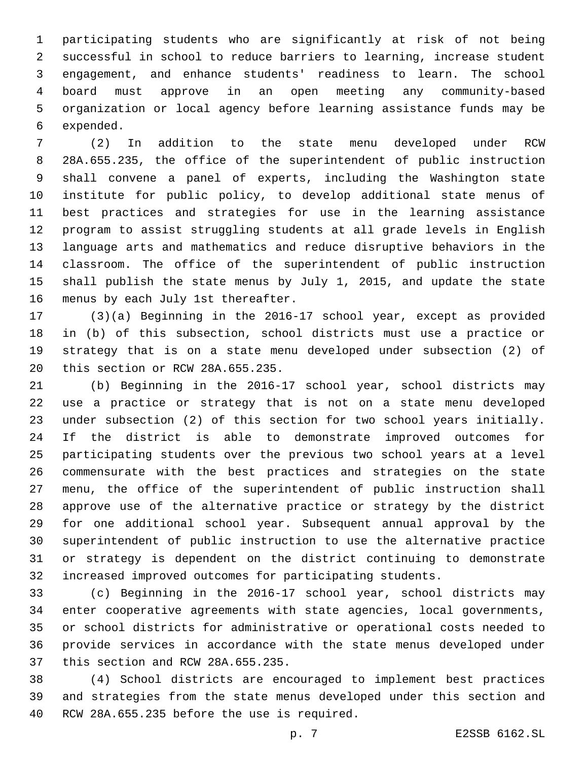participating students who are significantly at risk of not being successful in school to reduce barriers to learning, increase student engagement, and enhance students' readiness to learn. The school board must approve in an open meeting any community-based organization or local agency before learning assistance funds may be expended.

(2) In addition to the state menu developed under RCW 28A.655.235, the office of the superintendent of public instruction shall convene a panel of experts, including the Washington state institute for public policy, to develop additional state menus of best practices and strategies for use in the learning assistance program to assist struggling students at all grade levels in English language arts and mathematics and reduce disruptive behaviors in the classroom. The office of the superintendent of public instruction shall publish the state menus by July 1, 2015, and update the state menus by each July 1st thereafter.

(3)(a) Beginning in the 2016-17 school year, except as provided in (b) of this subsection, school districts must use a practice or strategy that is on a state menu developed under subsection (2) of this section or RCW 28A.655.235.

(b) Beginning in the 2016-17 school year, school districts may use a practice or strategy that is not on a state menu developed under subsection (2) of this section for two school years initially. If the district is able to demonstrate improved outcomes for participating students over the previous two school years at a level commensurate with the best practices and strategies on the state menu, the office of the superintendent of public instruction shall approve use of the alternative practice or strategy by the district for one additional school year. Subsequent annual approval by the superintendent of public instruction to use the alternative practice or strategy is dependent on the district continuing to demonstrate increased improved outcomes for participating students.

(c) Beginning in the 2016-17 school year, school districts may enter cooperative agreements with state agencies, local governments, or school districts for administrative or operational costs needed to provide services in accordance with the state menus developed under this section and RCW 28A.655.235.

(4) School districts are encouraged to implement best practices and strategies from the state menus developed under this section and RCW 28A.655.235 before the use is required.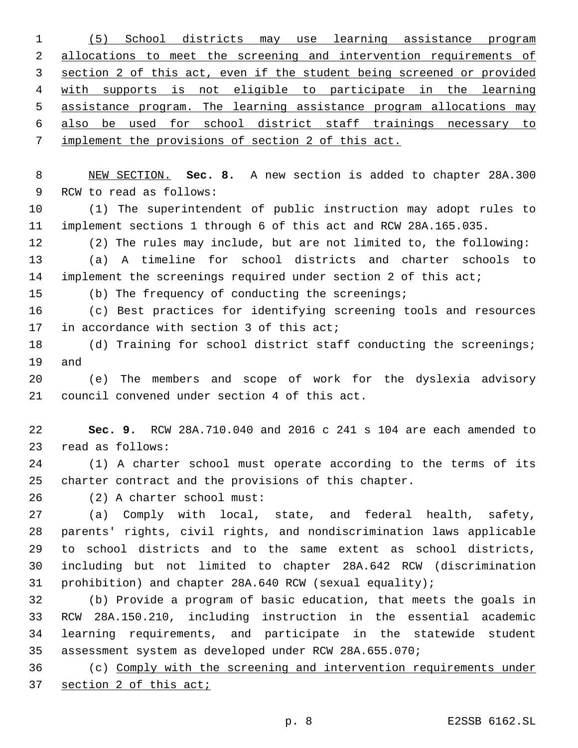(5) School districts may use learning assistance program allocations to meet the screening and intervention requirements of section 2 of this act, even if the student being screened or provided with supports is not eligible to participate in the learning assistance program. The learning assistance program allocations may also be used for school district staff trainings necessary to implement the provisions of section 2 of this act.

NEW SECTION. **Sec. 8.** A new section is added to chapter 28A.300 RCW to read as follows:

(1) The superintendent of public instruction may adopt rules to implement sections 1 through 6 of this act and RCW 28A.165.035.

(2) The rules may include, but are not limited to, the following:

(a) A timeline for school districts and charter schools to implement the screenings required under section 2 of this act;

(b) The frequency of conducting the screenings;

(c) Best practices for identifying screening tools and resources in accordance with section 3 of this act;

(d) Training for school district staff conducting the screenings; and

(e) The members and scope of work for the dyslexia advisory council convened under section 4 of this act.

**Sec. 9.** RCW 28A.710.040 and 2016 c 241 s 104 are each amended to read as follows:

(1) A charter school must operate according to the terms of its charter contract and the provisions of this chapter.

(2) A charter school must:

(a) Comply with local, state, and federal health, safety, parents' rights, civil rights, and nondiscrimination laws applicable to school districts and to the same extent as school districts, including but not limited to chapter 28A.642 RCW (discrimination prohibition) and chapter 28A.640 RCW (sexual equality);

(b) Provide a program of basic education, that meets the goals in RCW 28A.150.210, including instruction in the essential academic learning requirements, and participate in the statewide student assessment system as developed under RCW 28A.655.070;

(c) Comply with the screening and intervention requirements under section 2 of this act;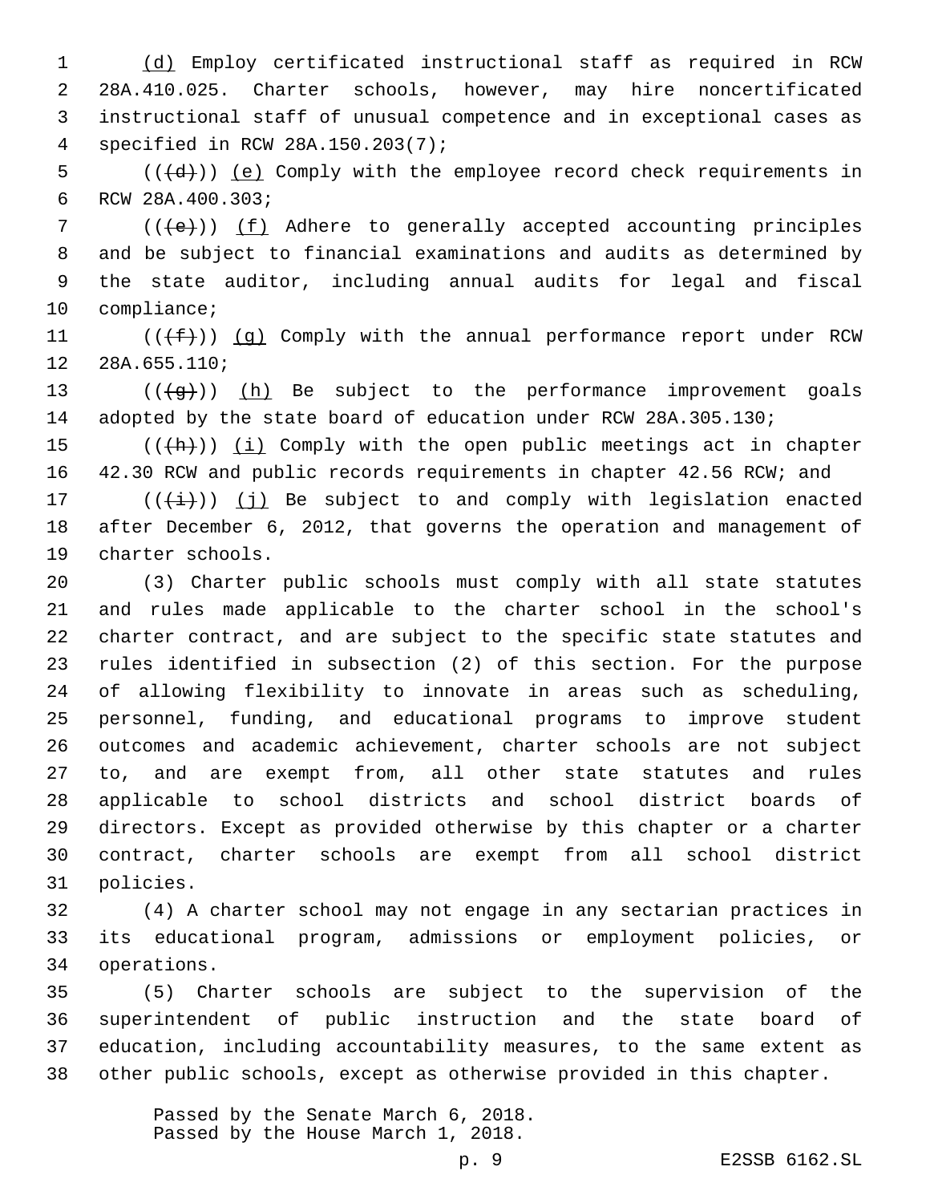(d) Employ certificated instructional staff as required in RCW 28A.410.025. Charter schools, however, may hire noncertificated instructional staff of unusual competence and in exceptional cases as specified in RCW 28A.150.203(7);

(((d))) (e) Comply with the employee record check requirements in RCW 28A.400.303;

(((e))) (f) Adhere to generally accepted accounting principles and be subject to financial examinations and audits as determined by the state auditor, including annual audits for legal and fiscal compliance;

(((f))) (g) Comply with the annual performance report under RCW 28A.655.110;

(((g))) (h) Be subject to the performance improvement goals adopted by the state board of education under RCW 28A.305.130;

(((h))) (i) Comply with the open public meetings act in chapter 42.30 RCW and public records requirements in chapter 42.56 RCW; and

(((i))) (j) Be subject to and comply with legislation enacted after December 6, 2012, that governs the operation and management of charter schools.

(3) Charter public schools must comply with all state statutes and rules made applicable to the charter school in the school's charter contract, and are subject to the specific state statutes and rules identified in subsection (2) of this section. For the purpose of allowing flexibility to innovate in areas such as scheduling, personnel, funding, and educational programs to improve student outcomes and academic achievement, charter schools are not subject to, and are exempt from, all other state statutes and rules applicable to school districts and school district boards of directors. Except as provided otherwise by this chapter or a charter contract, charter schools are exempt from all school district policies.

(4) A charter school may not engage in any sectarian practices in its educational program, admissions or employment policies, or operations.

(5) Charter schools are subject to the supervision of the superintendent of public instruction and the state board of education, including accountability measures, to the same extent as other public schools, except as otherwise provided in this chapter.

Passed by the Senate March 6, 2018.
Passed by the House March 1, 2018.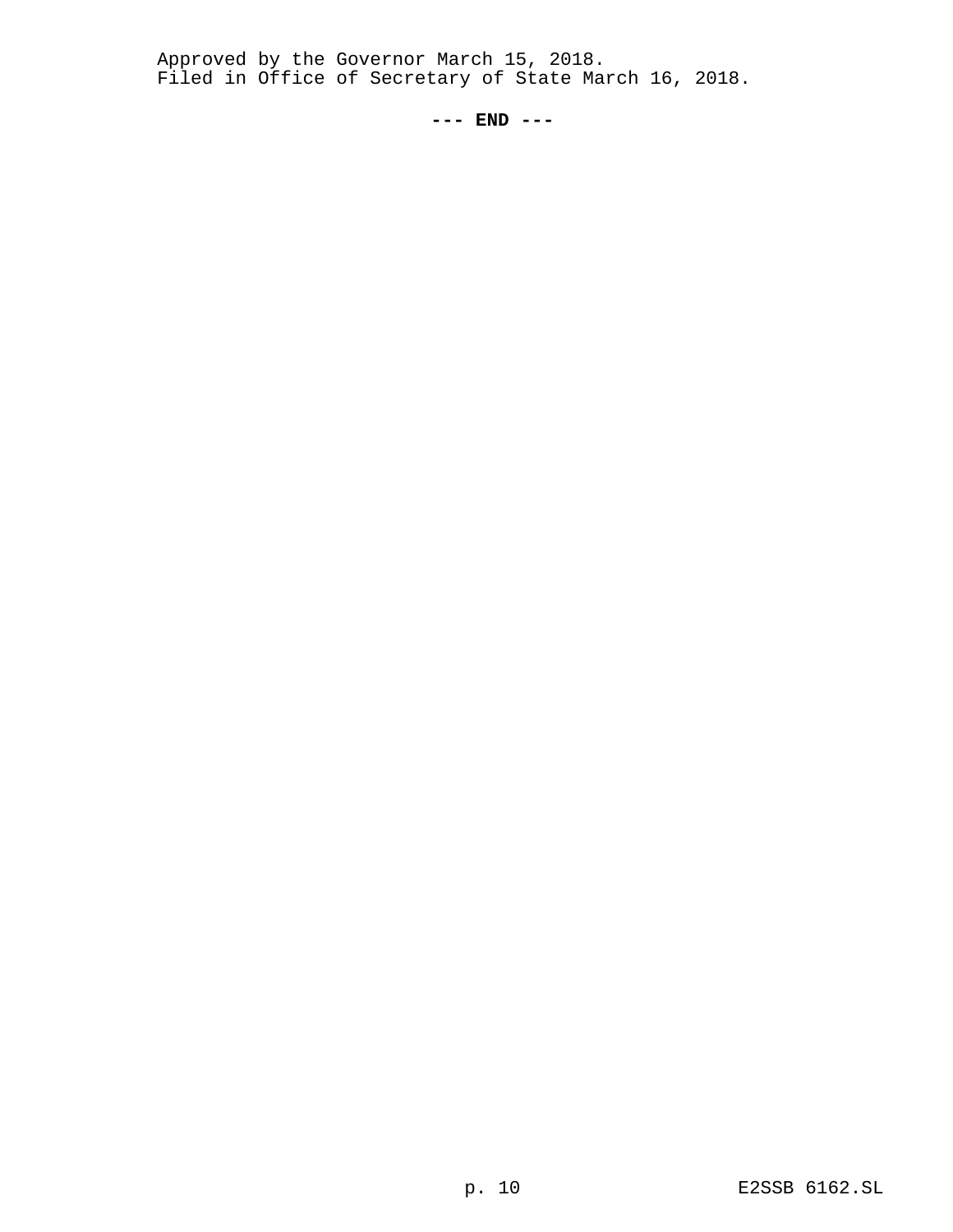Approved by the Governor March 15, 2018.
Filed in Office of Secretary of State March 16, 2018.

**--- END ---**